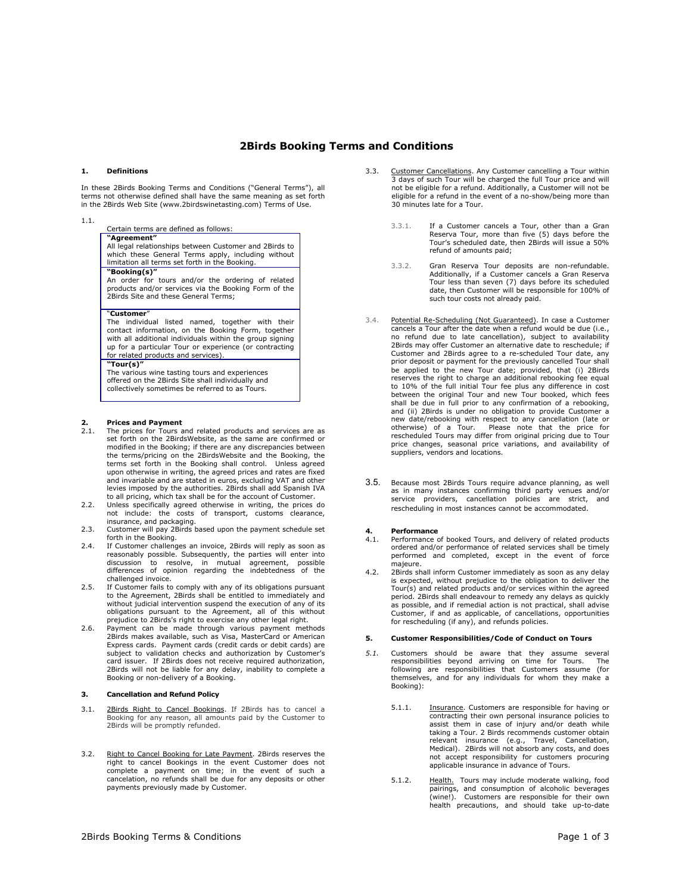# 2Birds Booking Terms and Conditions

## 1. Definitions

In these 2Birds Booking Terms and Conditions ("General Terms"), all terms not otherwise defined shall have the same meaning as set forth in the 2Birds Web Site (www.2birdswinetasting.com) Terms of Use.

1.1. Certain terms are defined as follows:

| |
|---|
| **"Agreement"**<br>All legal relationships between Customer and 2Birds to which these General Terms apply, including without limitation all terms set forth in the Booking. |
| **"Booking(s)"**<br>An order for tours and/or the ordering of related products and/or services via the Booking Form of the 2Birds Site and these General Terms; |
| **"Customer"**<br>The individual listed named, together with their contact information, on the Booking Form, together with all additional individuals within the group signing up for a particular Tour or experience (or contracting for related products and services). |
| **"Tour(s)"**<br>The various wine tasting tours and experiences offered on the 2Birds Site shall individually and collectively sometimes be referred to as Tours. |

## 2. Prices and Payment

2.1. The prices for Tours and related products and services are as set forth on the 2BirdsWebsite, as the same are confirmed or modified in the Booking; if there are any discrepancies between the terms/pricing on the 2BirdsWebsite and the Booking, the terms set forth in the Booking shall control. Unless agreed upon otherwise in writing, the agreed prices and rates are fixed and invariable and are stated in euros, excluding VAT and other levies imposed by the authorities. 2Birds shall add Spanish IVA to all pricing, which tax shall be for the account of Customer.

2.2. Unless specifically agreed otherwise in writing, the prices do not include: the costs of transport, customs clearance, insurance, and packaging.

2.3. Customer will pay 2Birds based upon the payment schedule set forth in the Booking.

2.4. If Customer challenges an invoice, 2Birds will reply as soon as reasonably possible. Subsequently, the parties will enter into discussion to resolve, in mutual agreement, possible differences of opinion regarding the indebtedness of the challenged invoice.

2.5. If Customer fails to comply with any of its obligations pursuant to the Agreement, 2Birds shall be entitled to immediately and without judicial intervention suspend the execution of any of its obligations pursuant to the Agreement, all of this without prejudice to 2Birds's right to exercise any other legal right.

2.6. Payment can be made through various payment methods 2Birds makes available, such as Visa, MasterCard or American Express cards. Payment cards (credit cards or debit cards) are subject to validation checks and authorization by Customer's card issuer. If 2Birds does not receive required authorization, 2Birds will not be liable for any delay, inability to complete a Booking or non-delivery of a Booking.

## 3. Cancellation and Refund Policy

3.1. <u>2Birds Right to Cancel Bookings</u>. If 2Birds has to cancel a Booking for any reason, all amounts paid by the Customer to 2Birds will be promptly refunded.

3.2. <u>Right to Cancel Booking for Late Payment</u>. 2Birds reserves the right to cancel Bookings in the event Customer does not complete a payment on time; in the event of such a cancelation, no refunds shall be due for any deposits or other payments previously made by Customer.

3.3. <u>Customer Cancellations</u>. Any Customer cancelling a Tour within 3 days of such Tour will be charged the full Tour price and will not be eligible for a refund. Additionally, a Customer will not be eligible for a refund in the event of a no-show/being more than 30 minutes late for a Tour.

3.3.1. If a Customer cancels a Tour, other than a Gran Reserva Tour, more than five (5) days before the Tour's scheduled date, then 2Birds will issue a 50% refund of amounts paid;

3.3.2. Gran Reserva Tour deposits are non-refundable. Additionally, if a Customer cancels a Gran Reserva Tour less than seven (7) days before its scheduled date, then Customer will be responsible for 100% of such tour costs not already paid.

3.4. <u>Potential Re-Scheduling (Not Guaranteed)</u>. In case a Customer cancels a Tour after the date when a refund would be due (i.e., no refund due to late cancellation), subject to availability 2Birds may offer Customer an alternative date to reschedule; if Customer and 2Birds agree to a re-scheduled Tour date, any prior deposit or payment for the previously cancelled Tour shall be applied to the new Tour date; provided, that (i) 2Birds reserves the right to charge an additional rebooking fee equal to 10% of the full initial Tour fee plus any difference in cost between the original Tour and new Tour booked, which fees shall be due in full prior to any confirmation of a rebooking, and (ii) 2Birds is under no obligation to provide Customer a new date/rebooking with respect to any cancellation (late or otherwise) of a Tour. Please note that the price for rescheduled Tours may differ from original pricing due to Tour price changes, seasonal price variations, and availability of suppliers, vendors and locations.

3.5. Because most 2Birds Tours require advance planning, as well as in many instances confirming third party venues and/or service providers, cancellation policies are strict, and rescheduling in most instances cannot be accommodated.

## 4. Performance

4.1. Performance of booked Tours, and delivery of related products ordered and/or performance of related services shall be timely performed and completed, except in the event of force majeure.

4.2. 2Birds shall inform Customer immediately as soon as any delay is expected, without prejudice to the obligation to deliver the Tour(s) and related products and/or services within the agreed period. 2Birds shall endeavour to remedy any delays as quickly as possible, and if remedial action is not practical, shall advise Customer, if and as applicable, of cancellations, opportunities for rescheduling (if any), and refunds policies.

## 5. Customer Responsibilities/Code of Conduct on Tours

*5.1.* Customers should be aware that they assume several responsibilities beyond arriving on time for Tours. The following are responsibilities that Customers assume (for themselves, and for any individuals for whom they make a Booking):

5.1.1. <u>Insurance</u>. Customers are responsible for having or contracting their own personal insurance policies to assist them in case of injury and/or death while taking a Tour. 2 Birds recommends customer obtain relevant insurance (e.g., Travel, Cancellation, Medical). 2Birds will not absorb any costs, and does not accept responsibility for customers procuring applicable insurance in advance of Tours.

5.1.2. <u>Health.</u> Tours may include moderate walking, food pairings, and consumption of alcoholic beverages (wine!). Customers are responsible for their own health precautions, and should take up-to-date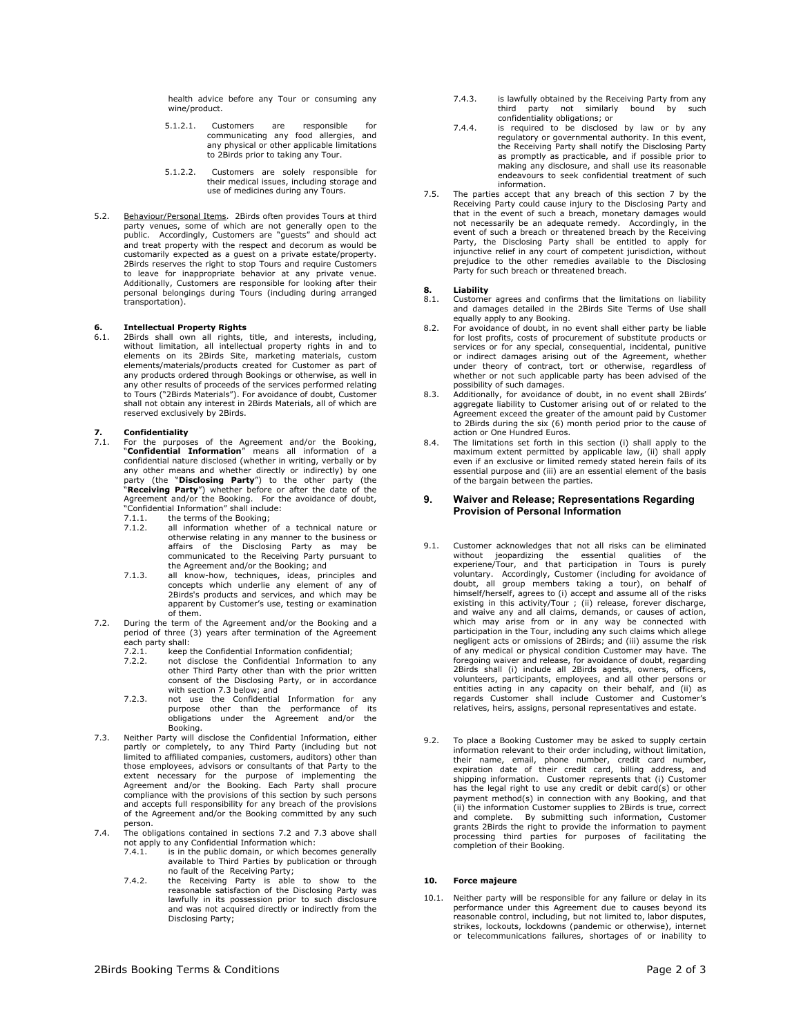health advice before any Tour or consuming any wine/product.

5.1.2.1. Customers are responsible for communicating any food allergies, and any physical or other applicable limitations to 2Birds prior to taking any Tour.

5.1.2.2. Customers are solely responsible for their medical issues, including storage and use of medicines during any Tours.

5.2. Behaviour/Personal Items. 2Birds often provides Tours at third party venues, some of which are not generally open to the public. Accordingly, Customers are "guests" and should act and treat property with the respect and decorum as would be customarily expected as a guest on a private estate/property. 2Birds reserves the right to stop Tours and require Customers to leave for inappropriate behavior at any private venue. Additionally, Customers are responsible for looking after their personal belongings during Tours (including during arranged transportation).

**6. Intellectual Property Rights**

6.1. 2Birds shall own all rights, title, and interests, including, without limitation, all intellectual property rights in and to elements on its 2Birds Site, marketing materials, custom elements/materials/products created for Customer as part of any products ordered through Bookings or otherwise, as well in any other results of proceeds of the services performed relating to Tours ("2Birds Materials"). For avoidance of doubt, Customer shall not obtain any interest in 2Birds Materials, all of which are reserved exclusively by 2Birds.

**7. Confidentiality**

7.1. For the purposes of the Agreement and/or the Booking, "**Confidential Information**" means all information of a confidential nature disclosed (whether in writing, verbally or by any other means and whether directly or indirectly) by one party (the "**Disclosing Party**") to the other party (the "**Receiving Party**") whether before or after the date of the Agreement and/or the Booking. For the avoidance of doubt, "Confidential Information" shall include:

7.1.1. the terms of the Booking;

7.1.2. all information whether of a technical nature or otherwise relating in any manner to the business or affairs of the Disclosing Party as may be communicated to the Receiving Party pursuant to the Agreement and/or the Booking; and

7.1.3. all know-how, techniques, ideas, principles and concepts which underlie any element of any of 2Birds's products and services, and which may be apparent by Customer's use, testing or examination of them.

7.2. During the term of the Agreement and/or the Booking and a period of three (3) years after termination of the Agreement each party shall:

7.2.1. keep the Confidential Information confidential;

7.2.2. not disclose the Confidential Information to any other Third Party other than with the prior written consent of the Disclosing Party, or in accordance with section 7.3 below; and

7.2.3. not use the Confidential Information for any purpose other than the performance of its obligations under the Agreement and/or the Booking.

7.3. Neither Party will disclose the Confidential Information, either partly or completely, to any Third Party (including but not limited to affiliated companies, customers, auditors) other than those employees, advisors or consultants of that Party to the extent necessary for the purpose of implementing the Agreement and/or the Booking. Each Party shall procure compliance with the provisions of this section by such persons and accepts full responsibility for any breach of the provisions of the Agreement and/or the Booking committed by any such person.

7.4. The obligations contained in sections 7.2 and 7.3 above shall not apply to any Confidential Information which:

7.4.1. is in the public domain, or which becomes generally available to Third Parties by publication or through no fault of the Receiving Party;

7.4.2. the Receiving Party is able to show to the reasonable satisfaction of the Disclosing Party was lawfully in its possession prior to such disclosure and was not acquired directly or indirectly from the Disclosing Party;

7.4.3. is lawfully obtained by the Receiving Party from any third party not similarly bound by such confidentiality obligations; or

7.4.4. is required to be disclosed by law or by any regulatory or governmental authority. In this event, the Receiving Party shall notify the Disclosing Party as promptly as practicable, and if possible prior to making any disclosure, and shall use its reasonable endeavours to seek confidential treatment of such information.

7.5. The parties accept that any breach of this section 7 by the Receiving Party could cause injury to the Disclosing Party and that in the event of such a breach, monetary damages would not necessarily be an adequate remedy. Accordingly, in the event of such a breach or threatened breach by the Receiving Party, the Disclosing Party shall be entitled to apply for injunctive relief in any court of competent jurisdiction, without prejudice to the other remedies available to the Disclosing Party for such breach or threatened breach.

**8. Liability**

8.1. Customer agrees and confirms that the limitations on liability and damages detailed in the 2Birds Site Terms of Use shall equally apply to any Booking.

8.2. For avoidance of doubt, in no event shall either party be liable for lost profits, costs of procurement of substitute products or services or for any special, consequential, incidental, punitive or indirect damages arising out of the Agreement, whether under theory of contract, tort or otherwise, regardless of whether or not such applicable party has been advised of the possibility of such damages.

8.3. Additionally, for avoidance of doubt, in no event shall 2Birds' aggregate liability to Customer arising out of or related to the Agreement exceed the greater of the amount paid by Customer to 2Birds during the six (6) month period prior to the cause of action or One Hundred Euros.

8.4. The limitations set forth in this section (i) shall apply to the maximum extent permitted by applicable law, (ii) shall apply even if an exclusive or limited remedy stated herein fails of its essential purpose and (iii) are an essential element of the basis of the bargain between the parties.

## 9. Waiver and Release; Representations Regarding Provision of Personal Information

9.1. Customer acknowledges that not all risks can be eliminated without jeopardizing the essential qualities of the experiene/Tour, and that participation in Tours is purely voluntary. Accordingly, Customer (including for avoidance of doubt, all group members taking a tour), on behalf of himself/herself, agrees to (i) accept and assume all of the risks existing in this activity/Tour ; (ii) release, forever discharge, and waive any and all claims, demands, or causes of action, which may arise from or in any way be connected with participation in the Tour, including any such claims which allege negligent acts or omissions of 2Birds; and (iii) assume the risk of any medical or physical condition Customer may have. The foregoing waiver and release, for avoidance of doubt, regarding 2Birds shall (i) include all 2Birds agents, owners, officers, volunteers, participants, employees, and all other persons or entities acting in any capacity on their behalf, and (ii) as regards Customer shall include Customer and Customer's relatives, heirs, assigns, personal representatives and estate.

9.2. To place a Booking Customer may be asked to supply certain information relevant to their order including, without limitation, their name, email, phone number, credit card number, expiration date of their credit card, billing address, and shipping information. Customer represents that (i) Customer has the legal right to use any credit or debit card(s) or other payment method(s) in connection with any Booking, and that (ii) the information Customer supplies to 2Birds is true, correct and complete. By submitting such information, Customer grants 2Birds the right to provide the information to payment processing third parties for purposes of facilitating the completion of their Booking.

**10. Force majeure**

10.1. Neither party will be responsible for any failure or delay in its performance under this Agreement due to causes beyond its reasonable control, including, but not limited to, labor disputes, strikes, lockouts, lockdowns (pandemic or otherwise), internet or telecommunications failures, shortages of or inability to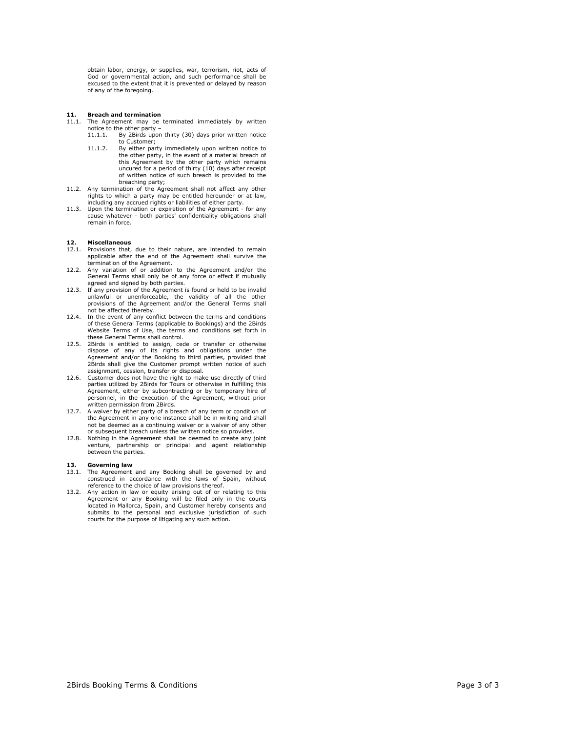obtain labor, energy, or supplies, war, terrorism, riot, acts of God or governmental action, and such performance shall be excused to the extent that it is prevented or delayed by reason of any of the foregoing.

**11. Breach and termination**

11.1. The Agreement may be terminated immediately by written notice to the other party –

11.1.1. By 2Birds upon thirty (30) days prior written notice to Customer;

11.1.2. By either party immediately upon written notice to the other party, in the event of a material breach of this Agreement by the other party which remains uncured for a period of thirty (10) days after receipt of written notice of such breach is provided to the breaching party;

11.2. Any termination of the Agreement shall not affect any other rights to which a party may be entitled hereunder or at law, including any accrued rights or liabilities of either party.

11.3. Upon the termination or expiration of the Agreement - for any cause whatever - both parties' confidentiality obligations shall remain in force.

**12. Miscellaneous**

12.1. Provisions that, due to their nature, are intended to remain applicable after the end of the Agreement shall survive the termination of the Agreement.

12.2. Any variation of or addition to the Agreement and/or the General Terms shall only be of any force or effect if mutually agreed and signed by both parties.

12.3. If any provision of the Agreement is found or held to be invalid unlawful or unenforceable, the validity of all the other provisions of the Agreement and/or the General Terms shall not be affected thereby.

12.4. In the event of any conflict between the terms and conditions of these General Terms (applicable to Bookings) and the 2Birds Website Terms of Use, the terms and conditions set forth in these General Terms shall control.

12.5. 2Birds is entitled to assign, cede or transfer or otherwise dispose of any of its rights and obligations under the Agreement and/or the Booking to third parties, provided that 2Birds shall give the Customer prompt written notice of such assignment, cession, transfer or disposal.

12.6. Customer does not have the right to make use directly of third parties utilized by 2Birds for Tours or otherwise in fulfilling this Agreement, either by subcontracting or by temporary hire of personnel, in the execution of the Agreement, without prior written permission from 2Birds.

12.7. A waiver by either party of a breach of any term or condition of the Agreement in any one instance shall be in writing and shall not be deemed as a continuing waiver or a waiver of any other or subsequent breach unless the written notice so provides.

12.8. Nothing in the Agreement shall be deemed to create any joint venture, partnership or principal and agent relationship between the parties.

**13. Governing law**

13.1. The Agreement and any Booking shall be governed by and construed in accordance with the laws of Spain, without reference to the choice of law provisions thereof.

13.2. Any action in law or equity arising out of or relating to this Agreement or any Booking will be filed only in the courts located in Mallorca, Spain, and Customer hereby consents and submits to the personal and exclusive jurisdiction of such courts for the purpose of litigating any such action.